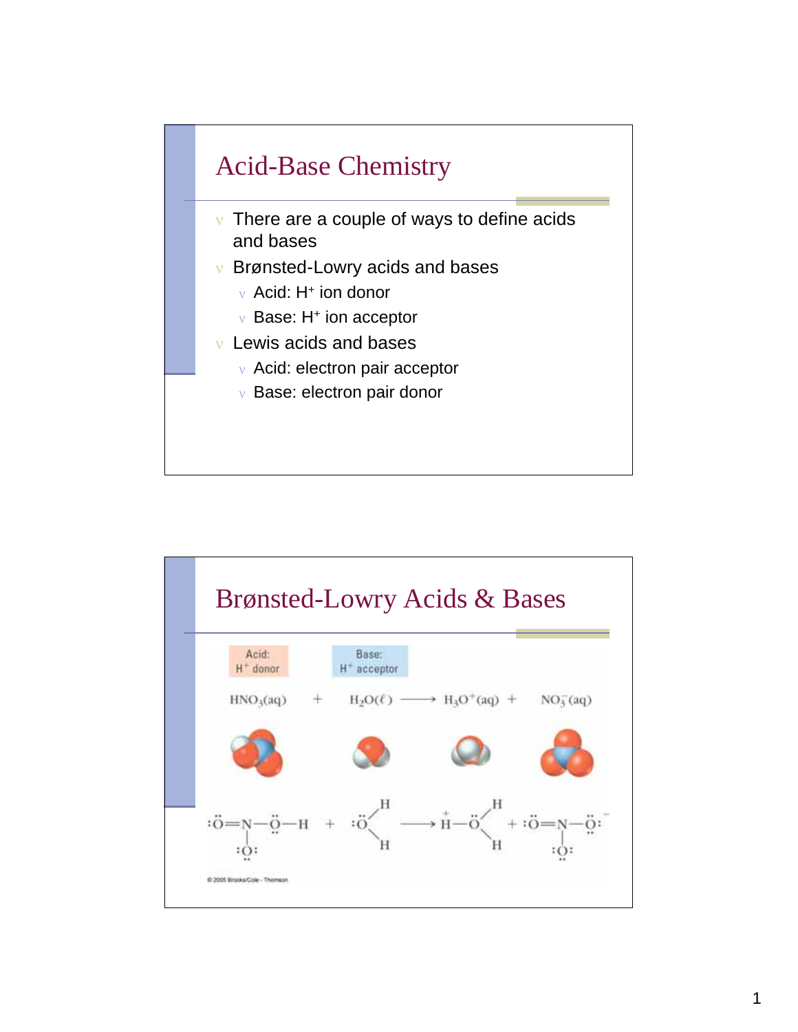# Acid-Base Chemistry

- There are a couple of ways to define acids and bases
- Brønsted-Lowry acids and bases
  - Acid: $H^+$ ion donor
  - Base: $H^+$ ion acceptor
- Lewis acids and bases
  - Acid: electron pair acceptor
  - Base: electron pair donor

# Brønsted-Lowry Acids & Bases

Acid: $H^+$ donor

Base: $H^+$ acceptor

$$HNO_3(aq) + H_2O(\ell) \longrightarrow H_3O^+(aq) + NO_3^-(aq)$$

© 2005 Brooks/Cole - Thomson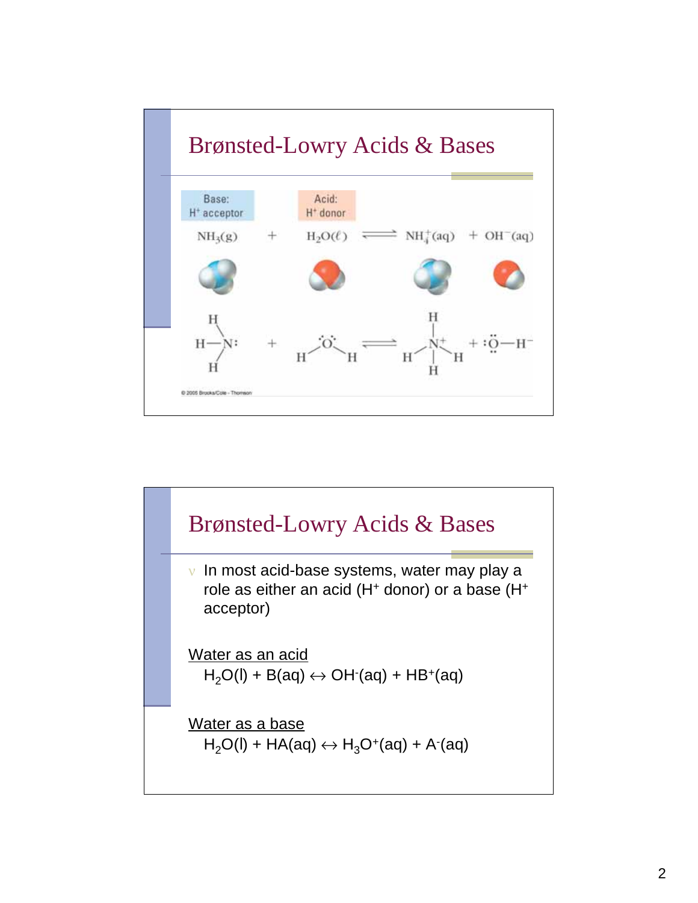## Brønsted-Lowry Acids & Bases

Base: $H^+$ acceptor

Acid: $H^+$ donor

$$NH_3(g) + H_2O(\ell) \rightleftharpoons NH_4^+(aq) + OH^-(aq)$$

© 2005 Brooks/Cole - Thomson

## Brønsted-Lowry Acids & Bases

- In most acid-base systems, water may play a role as either an acid ($H^+$ donor) or a base ($H^+$ acceptor)

Water as an acid

$H_2O(l) + B(aq) \leftrightarrow OH^-(aq) + HB^+(aq)$

Water as a base

$H_2O(l) + HA(aq) \leftrightarrow H_3O^+(aq) + A^-(aq)$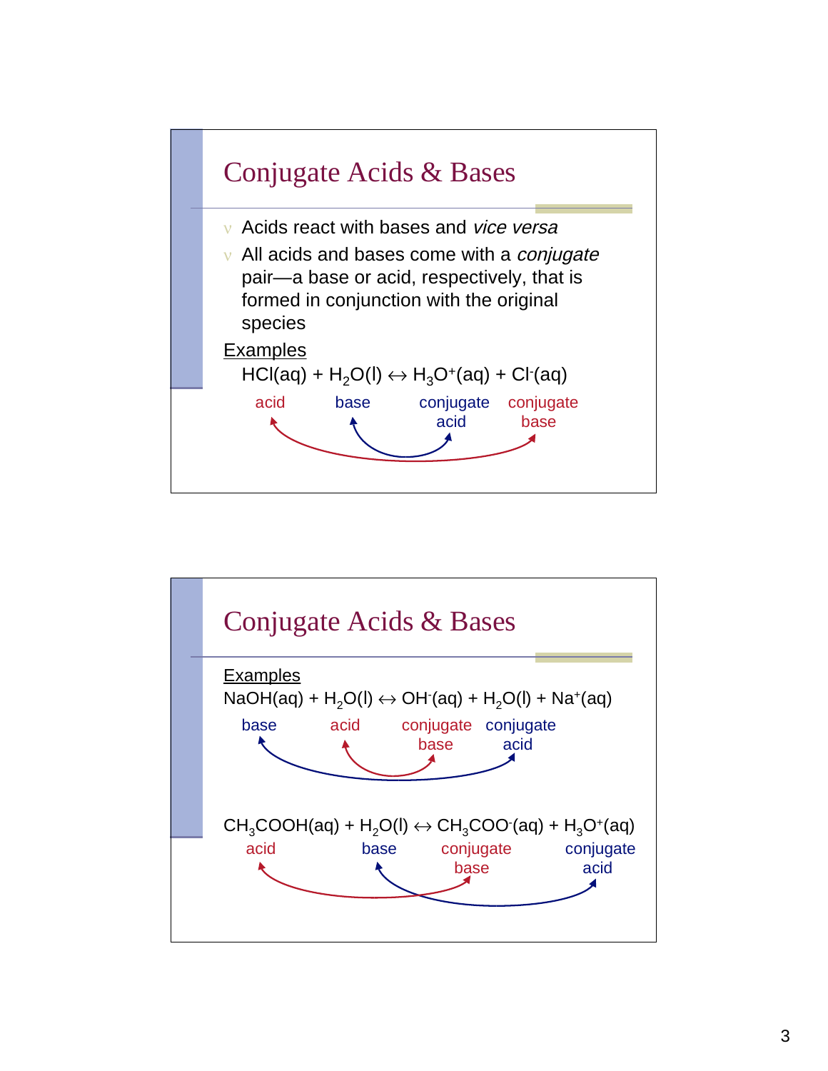## Conjugate Acids & Bases

- Acids react with bases and *vice versa*
- All acids and bases come with a *conjugate* pair—a base or acid, respectively, that is formed in conjunction with the original species

Examples

$HCl(aq) + H_2O(l) \leftrightarrow H_3O^+(aq) + Cl^-(aq)$

acid base conjugate acid conjugate base

## Conjugate Acids & Bases

Examples

$NaOH(aq) + H_2O(l) \leftrightarrow OH^-(aq) + H_2O(l) + Na^+(aq)$

base acid conjugate base conjugate acid

$CH_3COOH(aq) + H_2O(l) \leftrightarrow CH_3COO^-(aq) + H_3O^+(aq)$

acid base conjugate base conjugate acid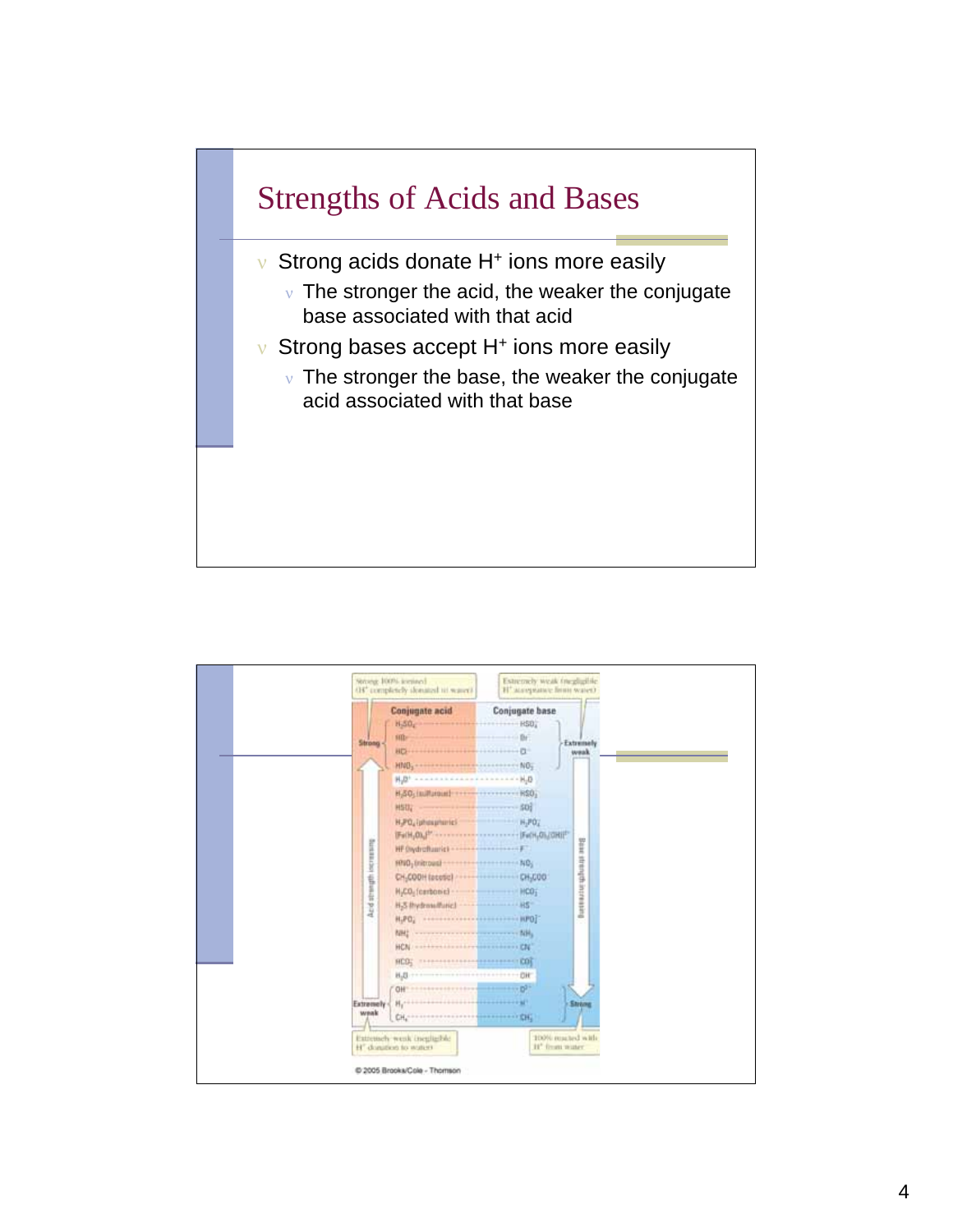# Strengths of Acids and Bases

- Strong acids donate $H^+$ ions more easily
  - The stronger the acid, the weaker the conjugate base associated with that acid
- Strong bases accept $H^+$ ions more easily
  - The stronger the base, the weaker the conjugate acid associated with that base

Strong: 100% ionized ($H^+$ completely donated to water)

Extremely weak (negligible $H^+$ acceptance from water)

| | Conjugate acid | Conjugate base | |
|---|---|---|---|
| Strong | $H_2SO_4$ | $HSO_4^-$ | Extremely weak |
| | $HBr$ | $Br^-$ | |
| | $HCl$ | $Cl^-$ | |
| | $HNO_3$ | $NO_3^-$ | |
| | $H_3O^+$ | $H_2O$ | |
| | $H_2SO_3$ (sulfurous) | $HSO_3^-$ | |
| | $HSO_4^-$ | $SO_4^{2-}$ | |
| | $H_3PO_4$ (phosphoric) | $H_2PO_4^-$ | |
| | $[Fe(H_2O)_6]^{3+}$ | $[Fe(H_2O)_5OH]^{2+}$ | |
| | $HF$ (hydrofluoric) | $F^-$ | |
| | $HNO_2$ (nitrous) | $NO_2^-$ | |
| | $CH_3COOH$ (acetic) | $CH_3COO^-$ | |
| | $H_2CO_3$ (carbonic) | $HCO_3^-$ | |
| | $H_2S$ (hydrosulfuric) | $HS^-$ | |
| | $H_2PO_4^-$ | $HPO_4^{2-}$ | |
| | $NH_4^+$ | $NH_3$ | |
| | $HCN$ | $CN^-$ | |
| | $HCO_3^-$ | $CO_3^{2-}$ | |
| | $H_2O$ | $OH^-$ | |
| Extremely weak | $OH^-$ | $O^{2-}$ | Strong |
| | $H_2$ | $H^-$ | |
| | $CH_4$ | $CH_3^-$ | |

Acid strength increasing (upward) — Base strength increasing (downward)

Extremely weak (negligible $H^+$ donation to water)

100% reacted with $H^+$ from water

© 2005 Brooks/Cole - Thomson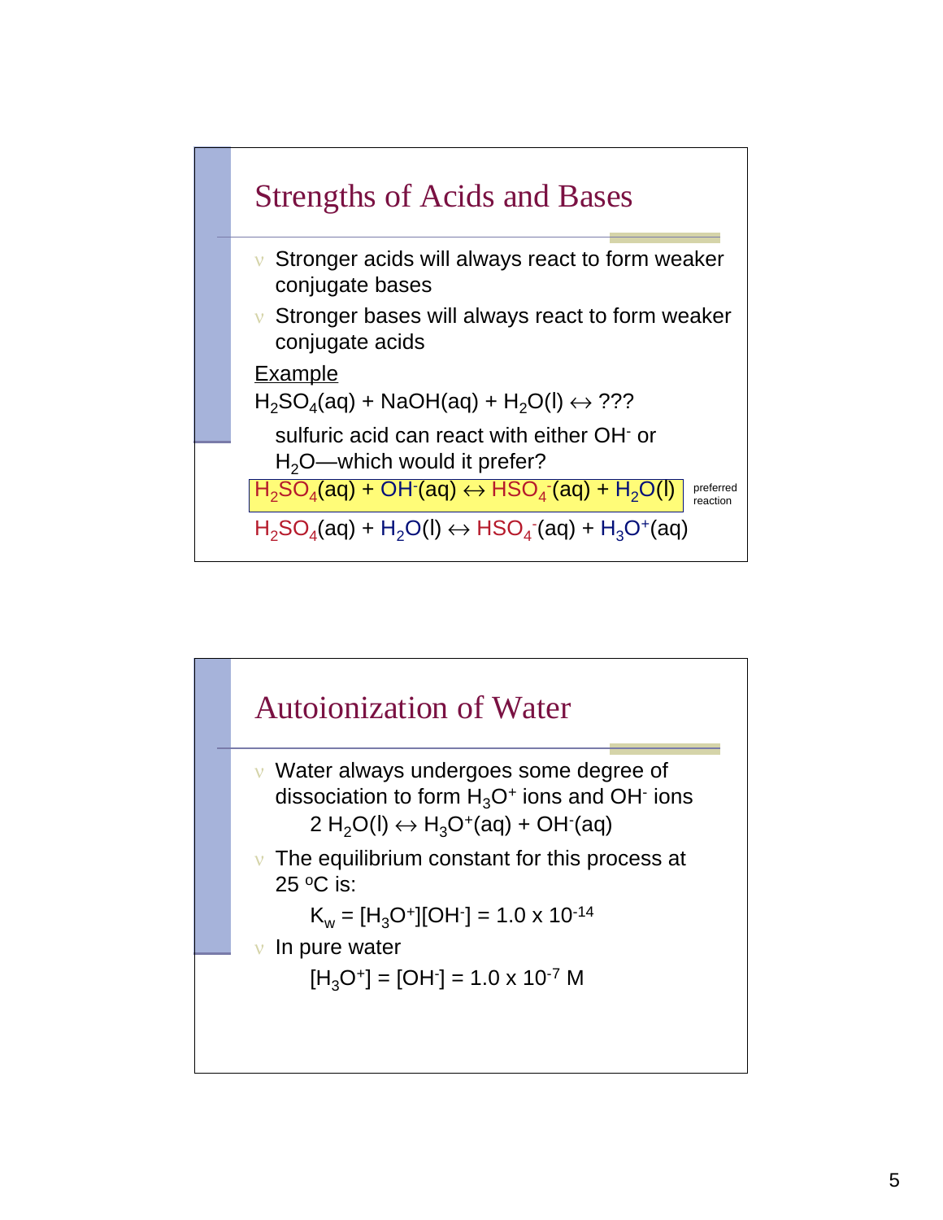## Strengths of Acids and Bases

- Stronger acids will always react to form weaker conjugate bases
- Stronger bases will always react to form weaker conjugate acids

Example

$H_2SO_4(aq) + NaOH(aq) + H_2O(l) \leftrightarrow$ ???

sulfuric acid can react with either $OH^-$ or $H_2O$—which would it prefer?

$H_2SO_4(aq) + OH^-(aq) \leftrightarrow HSO_4^-(aq) + H_2O(l)$ preferred reaction

$H_2SO_4(aq) + H_2O(l) \leftrightarrow HSO_4^-(aq) + H_3O^+(aq)$

## Autoionization of Water

- Water always undergoes some degree of dissociation to form $H_3O^+$ ions and $OH^-$ ions

$$2\,H_2O(l) \leftrightarrow H_3O^+(aq) + OH^-(aq)$$

- The equilibrium constant for this process at 25 $^oC$ is:

$$K_w = [H_3O^+][OH^-] = 1.0 \times 10^{-14}$$

- In pure water

$$[H_3O^+] = [OH^-] = 1.0 \times 10^{-7}\ M$$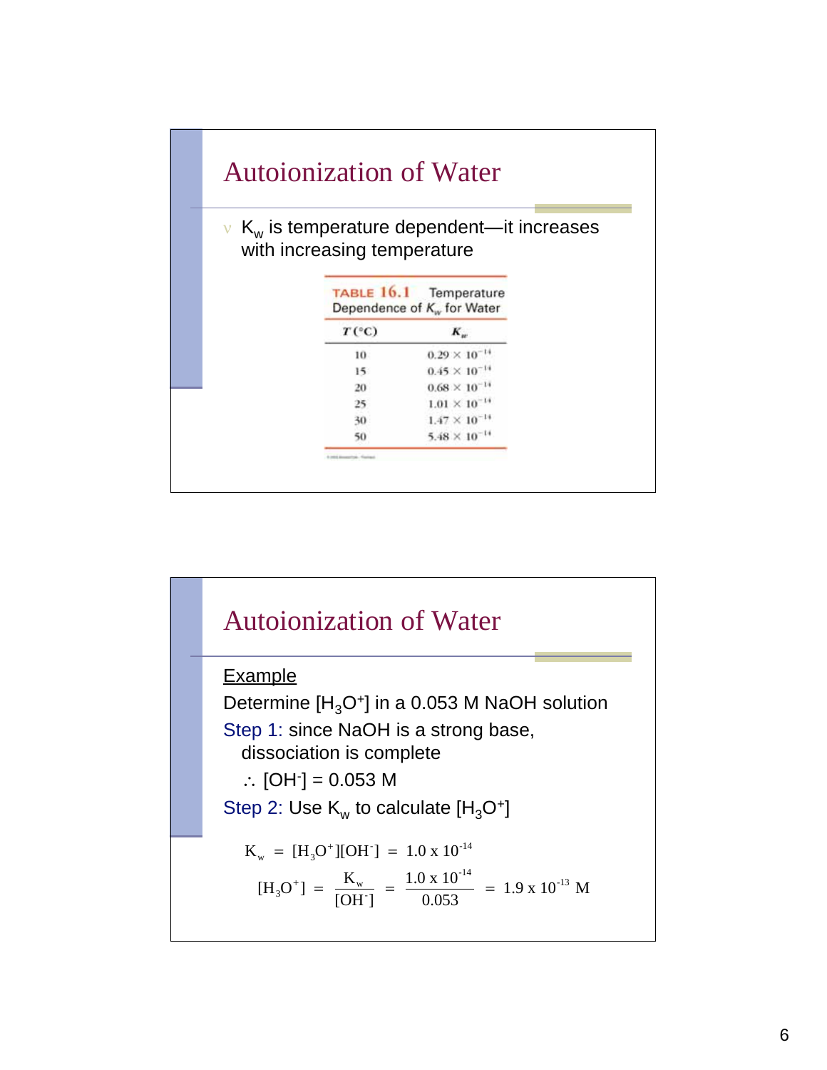## Autoionization of Water

- $K_w$ is temperature dependent—it increases with increasing temperature

**TABLE 16.1** Temperature Dependence of $K_w$ for Water

| $T$ (°C) | $K_w$ |
|---|---|
| 10 | $0.29 \times 10^{-14}$ |
| 15 | $0.45 \times 10^{-14}$ |
| 20 | $0.68 \times 10^{-14}$ |
| 25 | $1.01 \times 10^{-14}$ |
| 30 | $1.47 \times 10^{-14}$ |
| 50 | $5.48 \times 10^{-14}$ |

## Autoionization of Water

Example

Determine $[H_3O^+]$ in a 0.053 M NaOH solution

Step 1: since NaOH is a strong base, dissociation is complete

$\therefore$ $[OH^-] = 0.053$ M

Step 2: Use $K_w$ to calculate $[H_3O^+]$

$$K_w = [H_3O^+][OH^-] = 1.0 \times 10^{-14}$$

$$[H_3O^+] = \frac{K_w}{[OH^-]} = \frac{1.0 \times 10^{-14}}{0.053} = 1.9 \times 10^{-13} \text{ M}$$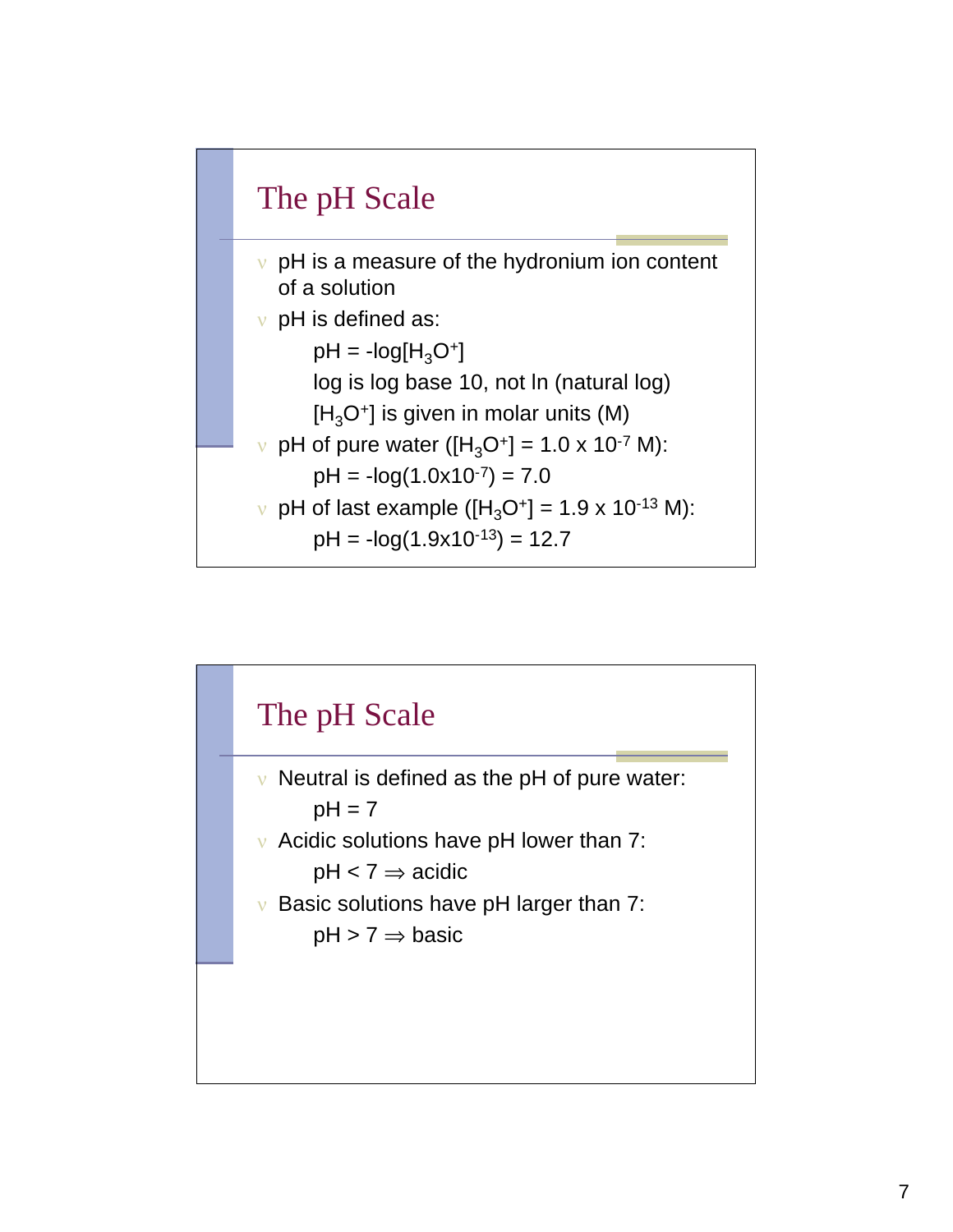## The pH Scale

- pH is a measure of the hydronium ion content of a solution
- pH is defined as:
  - $pH = -\log[H_3O^+]$
  - log is log base 10, not ln (natural log)
  - $[H_3O^+]$ is given in molar units (M)
- pH of pure water ($[H_3O^+] = 1.0 \times 10^{-7}$ M):
  - $pH = -\log(1.0 \times 10^{-7}) = 7.0$
- pH of last example ($[H_3O^+] = 1.9 \times 10^{-13}$ M):
  - $pH = -\log(1.9 \times 10^{-13}) = 12.7$

## The pH Scale

- Neutral is defined as the pH of pure water:
  - $pH = 7$
- Acidic solutions have pH lower than 7:
  - $pH < 7 \Rightarrow$ acidic
- Basic solutions have pH larger than 7:
  - $pH > 7 \Rightarrow$ basic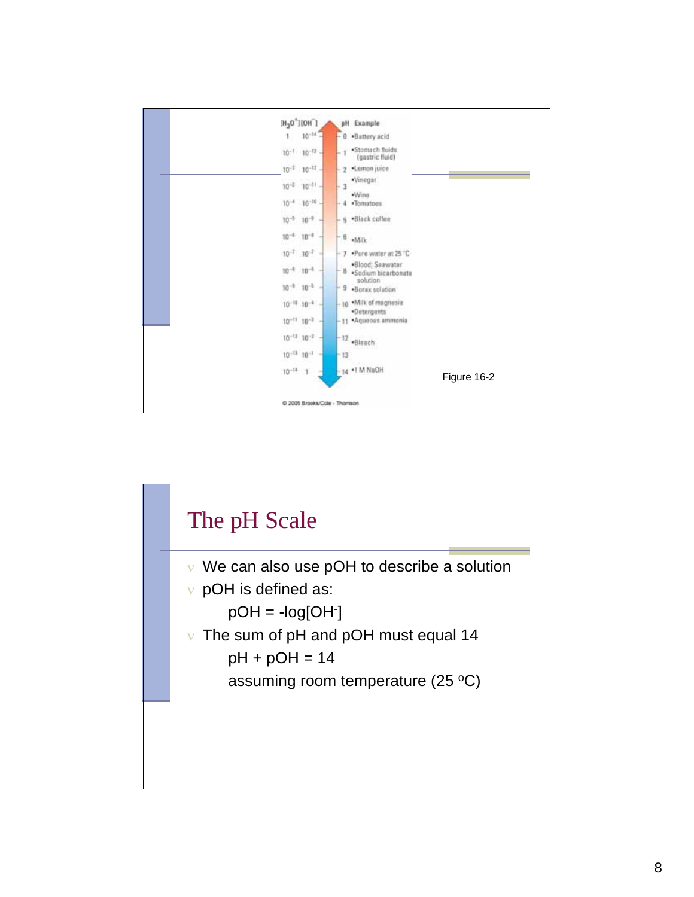| $[H_3O^+]$ | $[OH^-]$ | pH | Example |
| --- | --- | --- | --- |
| 1 | $10^{-14}$ | 0 | •Battery acid |
| $10^{-1}$ | $10^{-13}$ | 1 | •Stomach fluids (gastric fluid) |
| $10^{-2}$ | $10^{-12}$ | 2 | •Lemon juice |
| $10^{-3}$ | $10^{-11}$ | 3 | •Vinegar |
| $10^{-4}$ | $10^{-10}$ | 4 | •Wine •Tomatoes |
| $10^{-5}$ | $10^{-9}$ | 5 | •Black coffee |
| $10^{-6}$ | $10^{-8}$ | 6 | •Milk |
| $10^{-7}$ | $10^{-7}$ | 7 | •Pure water at 25 °C |
| $10^{-8}$ | $10^{-6}$ | 8 | •Blood; Seawater •Sodium bicarbonate solution |
| $10^{-9}$ | $10^{-5}$ | 9 | •Borax solution |
| $10^{-10}$ | $10^{-4}$ | 10 | •Milk of magnesia •Detergents |
| $10^{-11}$ | $10^{-3}$ | 11 | •Aqueous ammonia |
| $10^{-12}$ | $10^{-2}$ | 12 | •Bleach |
| $10^{-13}$ | $10^{-1}$ | 13 | |
| $10^{-14}$ | 1 | 14 | •1 M NaOH |

© 2005 Brooks/Cole - Thomson

Figure 16-2

# The pH Scale

- We can also use pOH to describe a solution
- pOH is defined as:

  $pOH = -\log[OH^-]$

- The sum of pH and pOH must equal 14

  $pH + pOH = 14$

  assuming room temperature (25 °C)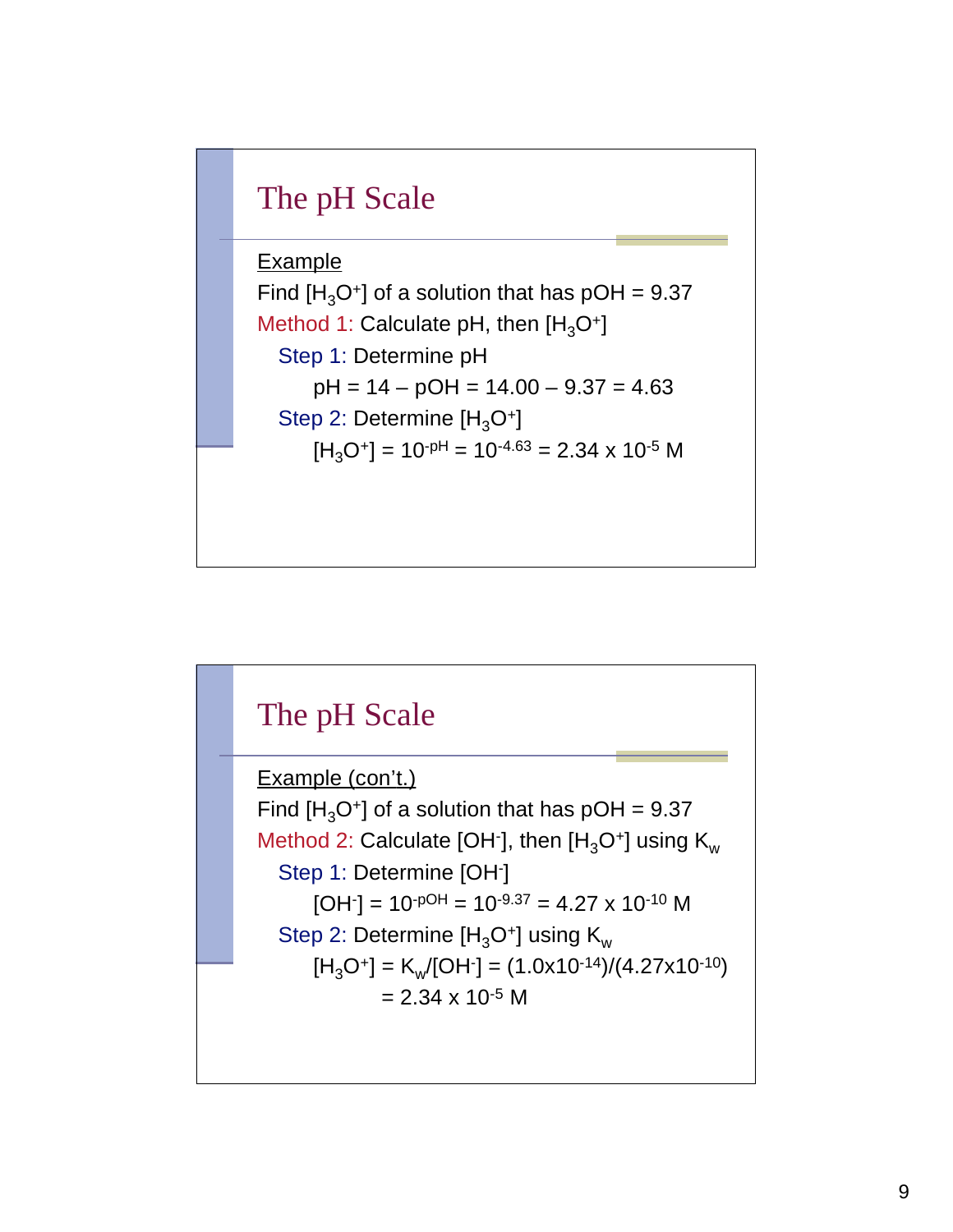## The pH Scale

<u>Example</u>

Find $[H_3O^+]$ of a solution that has pOH = 9.37

Method 1: Calculate pH, then $[H_3O^+]$

- Step 1: Determine pH
  - pH = 14 – pOH = 14.00 – 9.37 = 4.63
- Step 2: Determine $[H_3O^+]$
  - $[H_3O^+] = 10^{-pH} = 10^{-4.63} = 2.34 \times 10^{-5}$ M

## The pH Scale

<u>Example (con't.)</u>

Find $[H_3O^+]$ of a solution that has pOH = 9.37

Method 2: Calculate $[OH^-]$, then $[H_3O^+]$ using $K_w$

- Step 1: Determine $[OH^-]$
  - $[OH^-] = 10^{-pOH} = 10^{-9.37} = 4.27 \times 10^{-10}$ M
- Step 2: Determine $[H_3O^+]$ using $K_w$
  - $[H_3O^+] = K_w/[OH^-] = (1.0\text{x}10^{-14})/(4.27\text{x}10^{-10})$
  - $= 2.34 \times 10^{-5}$ M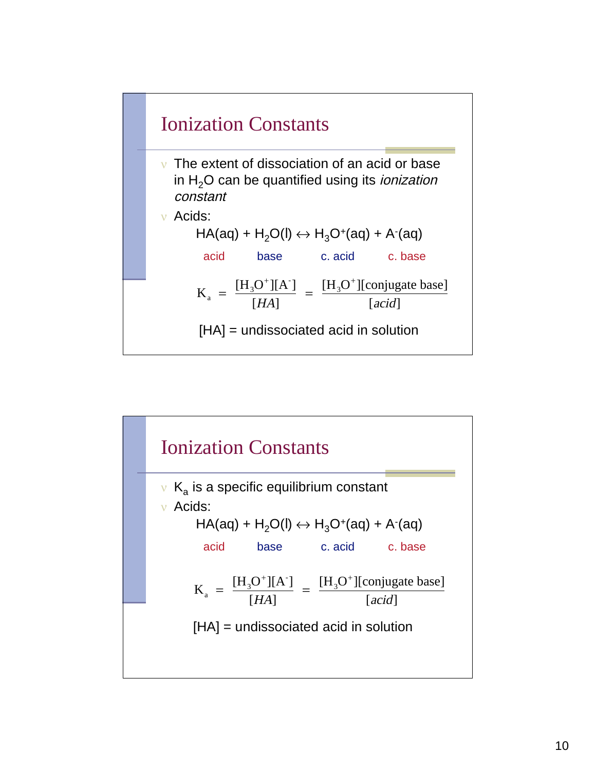## Ionization Constants

- The extent of dissociation of an acid or base in $H_2O$ can be quantified using its *ionization constant*
- Acids:

$$HA(aq) + H_2O(l) \leftrightarrow H_3O^+(aq) + A^-(aq)$$

acid base c. acid c. base

$$K_a = \frac{[H_3O^+][A^-]}{[HA]} = \frac{[H_3O^+][\text{conjugate base}]}{[acid]}$$

[HA] = undissociated acid in solution

## Ionization Constants

- $K_a$ is a specific equilibrium constant
- Acids:

$$HA(aq) + H_2O(l) \leftrightarrow H_3O^+(aq) + A^-(aq)$$

acid base c. acid c. base

$$K_a = \frac{[H_3O^+][A^-]}{[HA]} = \frac{[H_3O^+][\text{conjugate base}]}{[acid]}$$

[HA] = undissociated acid in solution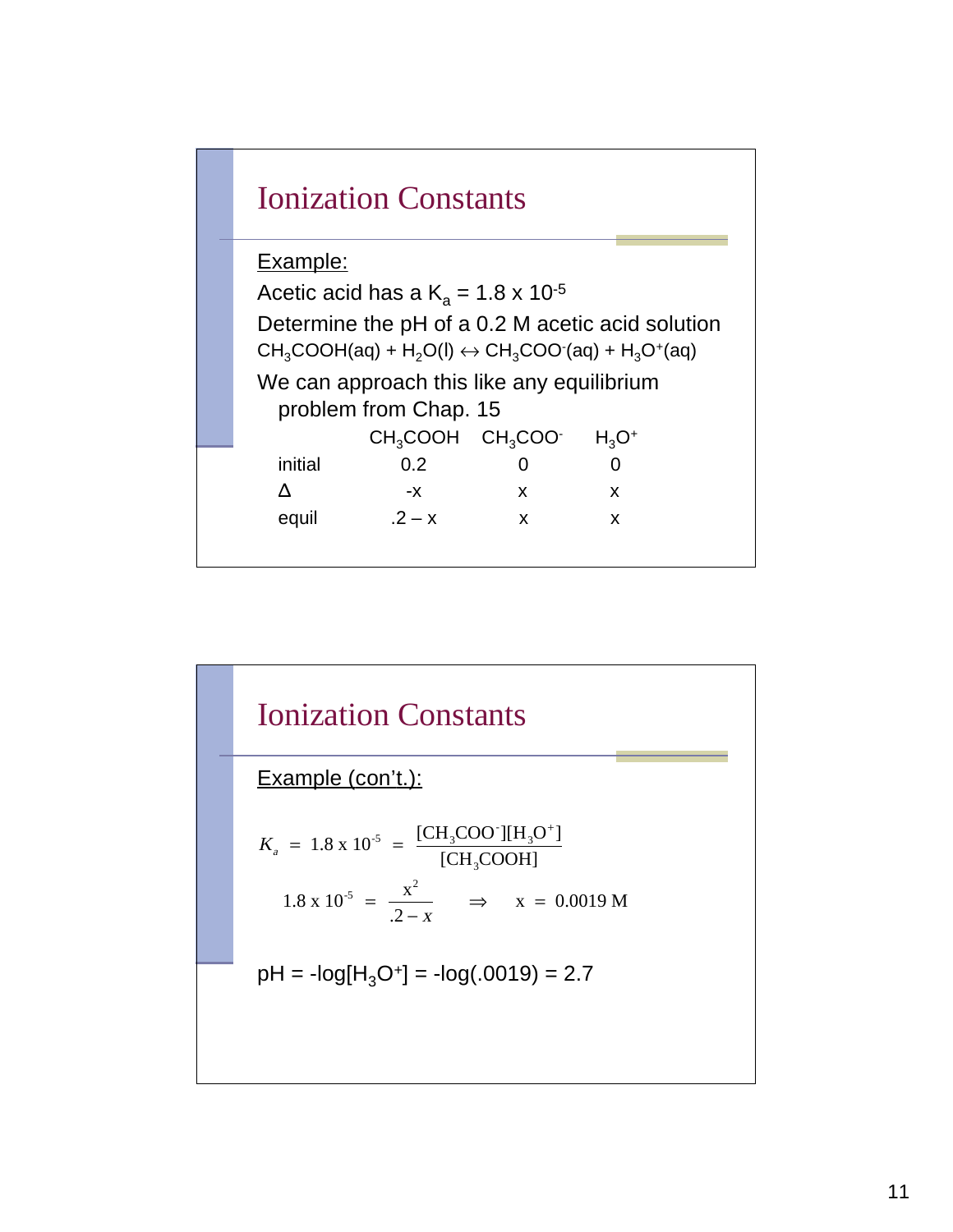## Ionization Constants

<u>Example:</u>

Acetic acid has a $K_a = 1.8 \times 10^{-5}$

Determine the pH of a 0.2 M acetic acid solution

$CH_3COOH(aq) + H_2O(l) \leftrightarrow CH_3COO^-(aq) + H_3O^+(aq)$

We can approach this like any equilibrium problem from Chap. 15

| | $CH_3COOH$ | $CH_3COO^-$ | $H_3O^+$ |
|---|---|---|---|
| initial | 0.2 | 0 | 0 |
| Δ | -x | x | x |
| equil | .2 – x | x | x |

## Ionization Constants

<u>Example (con't.):</u>

$$K_a = 1.8 \times 10^{-5} = \frac{[CH_3COO^-][H_3O^+]}{[CH_3COOH]}$$

$$1.8 \times 10^{-5} = \frac{x^2}{.2 - x} \quad \Rightarrow \quad x = 0.0019 \text{ M}$$

pH = -log[$H_3O^+$] = -log(.0019) = 2.7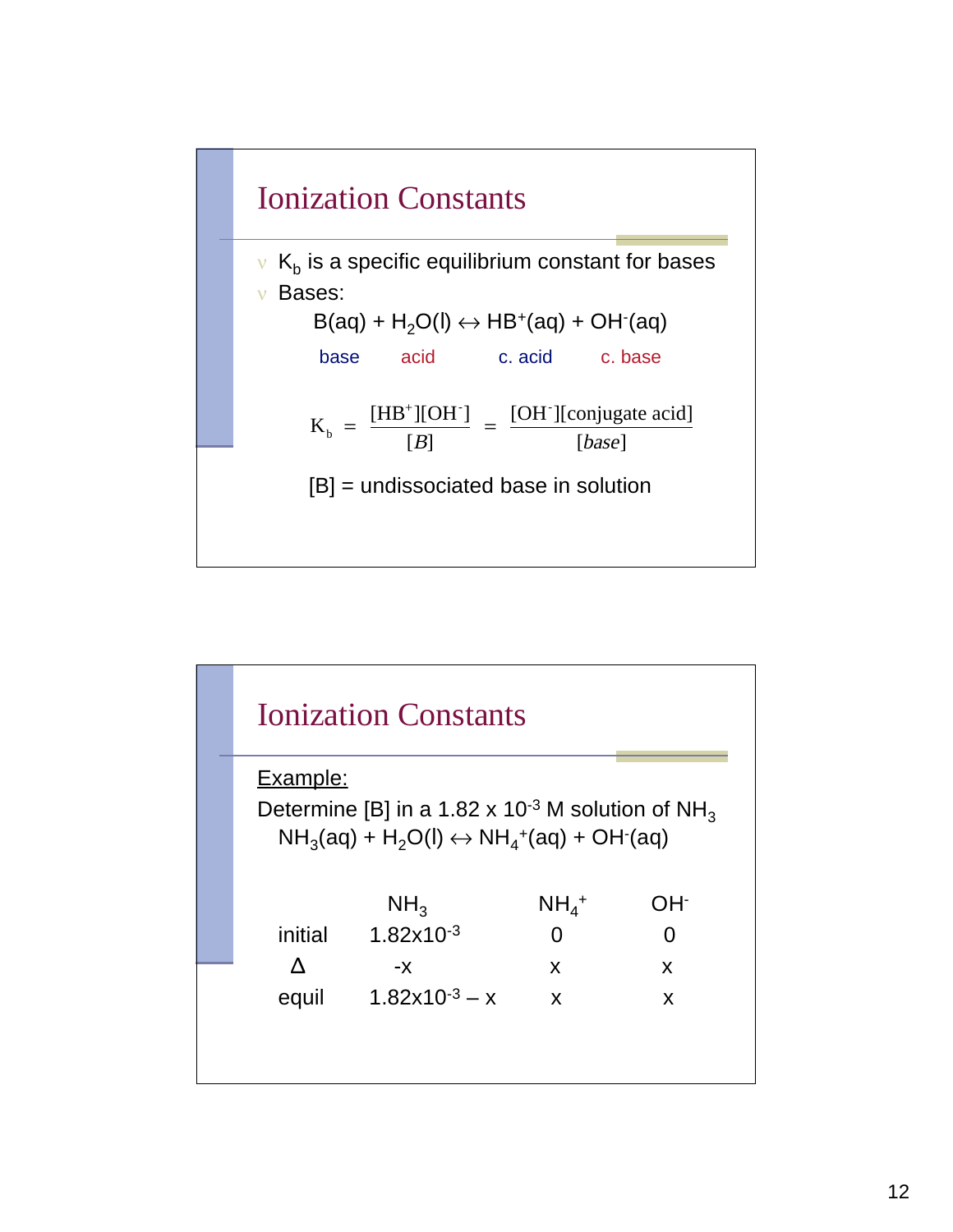## Ionization Constants

- $K_b$ is a specific equilibrium constant for bases
- Bases:

$$B(aq) + H_2O(l) \leftrightarrow HB^+(aq) + OH^-(aq)$$

base &nbsp;&nbsp; acid &nbsp;&nbsp; c. acid &nbsp;&nbsp; c. base

$$K_b = \frac{[HB^+][OH^-]}{[B]} = \frac{[OH^-][\text{conjugate acid}]}{[base]}$$

[B] = undissociated base in solution

## Ionization Constants

Example:

Determine [B] in a $1.82 \times 10^{-3}$ M solution of $NH_3$

$$NH_3(aq) + H_2O(l) \leftrightarrow NH_4^+(aq) + OH^-(aq)$$

| | $NH_3$ | $NH_4^+$ | $OH^-$ |
|---|---|---|---|
| initial | $1.82 \times 10^{-3}$ | 0 | 0 |
| Δ | -x | x | x |
| equil | $1.82 \times 10^{-3} - x$ | x | x |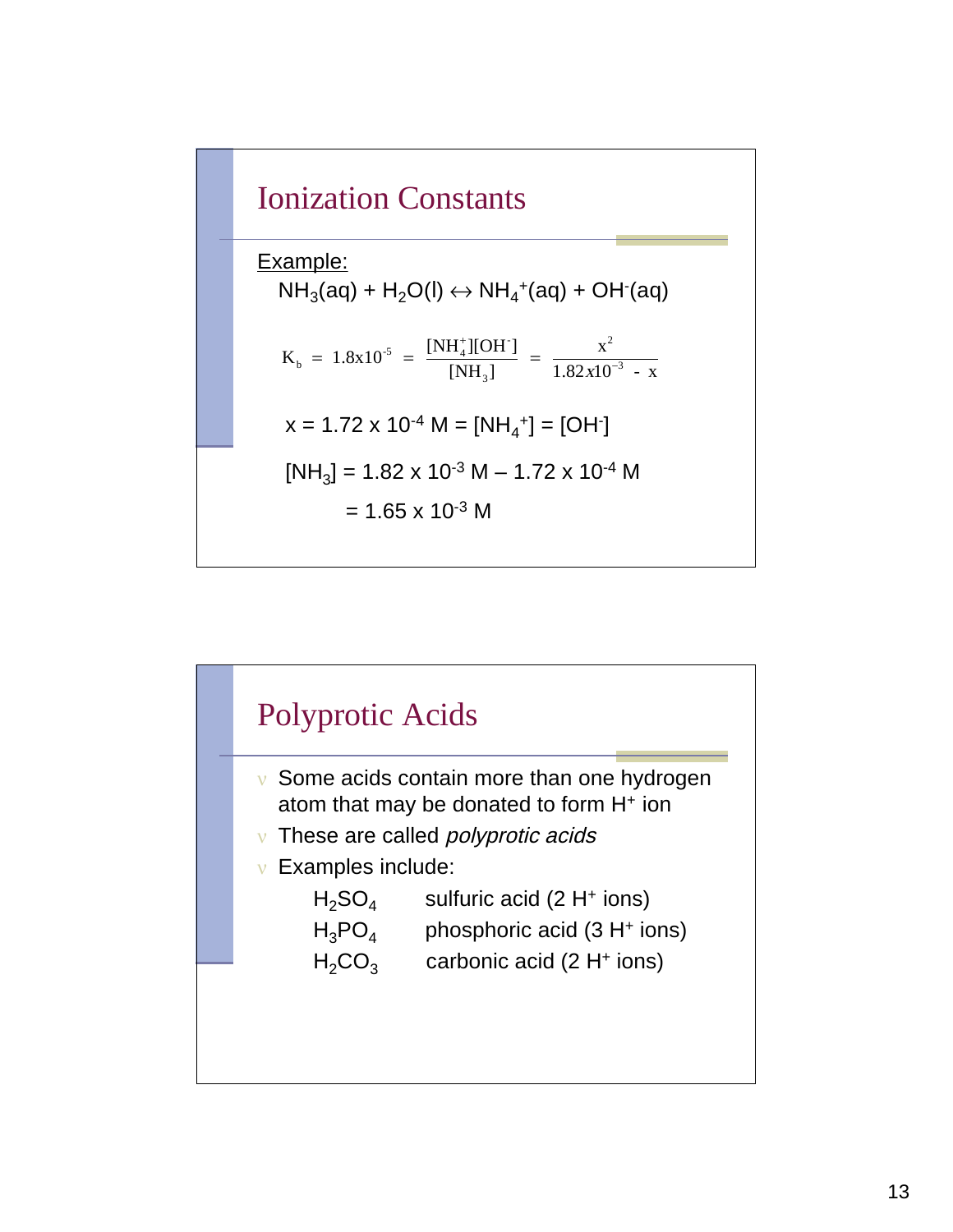## Ionization Constants

Example:

$NH_3(aq) + H_2O(l) \leftrightarrow NH_4^+(aq) + OH^-(aq)$

$$K_b = 1.8x10^{-5} = \frac{[NH_4^+][OH^-]}{[NH_3]} = \frac{x^2}{1.82x10^{-3} - x}$$

$x = 1.72 \times 10^{-4}$ M = $[NH_4^+]$ = $[OH^-]$

$[NH_3]$ = $1.82 \times 10^{-3}$ M – $1.72 \times 10^{-4}$ M

= $1.65 \times 10^{-3}$ M

## Polyprotic Acids

- Some acids contain more than one hydrogen atom that may be donated to form $H^+$ ion
- These are called *polyprotic acids*
- Examples include:

| | |
|---|---|
| $H_2SO_4$ | sulfuric acid (2 $H^+$ ions) |
| $H_3PO_4$ | phosphoric acid (3 $H^+$ ions) |
| $H_2CO_3$ | carbonic acid (2 $H^+$ ions) |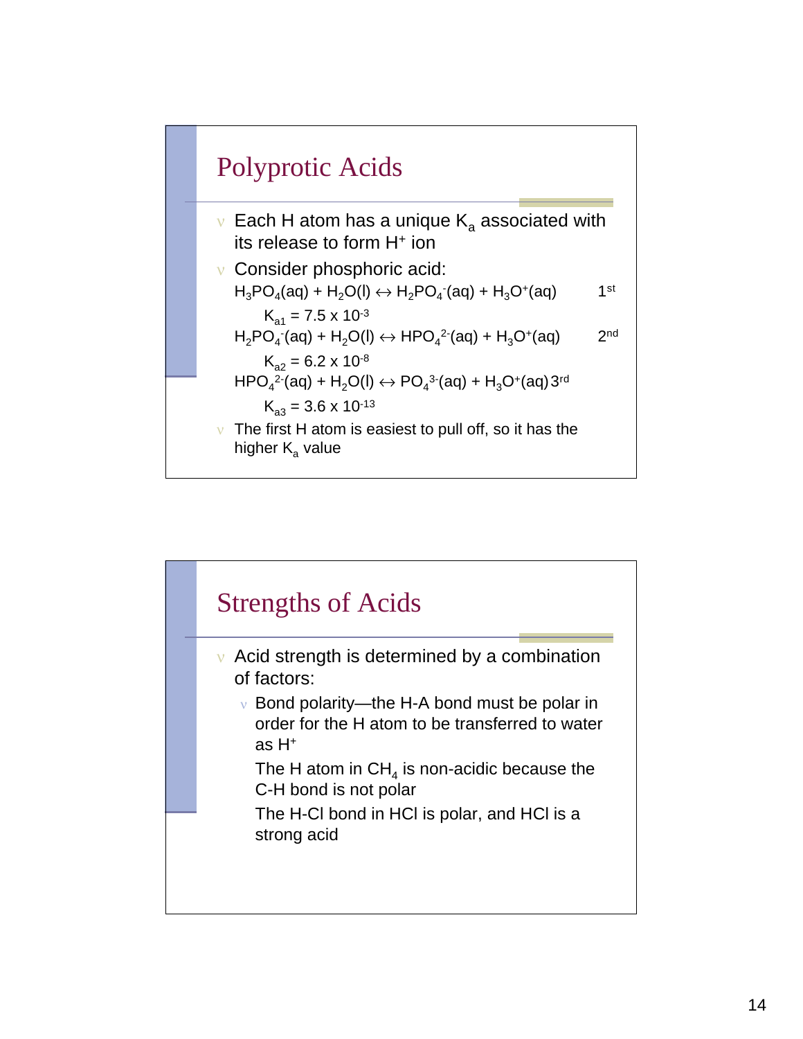## Polyprotic Acids

- Each H atom has a unique $K_a$ associated with its release to form $H^+$ ion
- Consider phosphoric acid:

  $H_3PO_4(aq) + H_2O(l) \leftrightarrow H_2PO_4^-(aq) + H_3O^+(aq)$ 1st

  $K_{a1} = 7.5 \times 10^{-3}$

  $H_2PO_4^-(aq) + H_2O(l) \leftrightarrow HPO_4^{2-}(aq) + H_3O^+(aq)$ 2nd

  $K_{a2} = 6.2 \times 10^{-8}$

  $HPO_4^{2-}(aq) + H_2O(l) \leftrightarrow PO_4^{3-}(aq) + H_3O^+(aq)$ 3rd

  $K_{a3} = 3.6 \times 10^{-13}$

- The first H atom is easiest to pull off, so it has the higher $K_a$ value

## Strengths of Acids

- Acid strength is determined by a combination of factors:
  - Bond polarity—the H-A bond must be polar in order for the H atom to be transferred to water as $H^+$

    The H atom in $CH_4$ is non-acidic because the C-H bond is not polar

    The H-Cl bond in HCl is polar, and HCl is a strong acid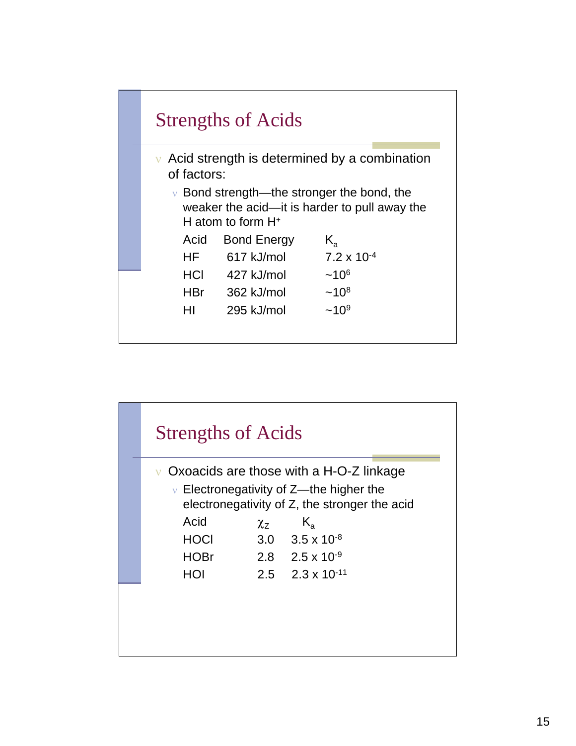## Strengths of Acids

- Acid strength is determined by a combination of factors:
  - Bond strength—the stronger the bond, the weaker the acid—it is harder to pull away the H atom to form $H^+$

| Acid | Bond Energy | $K_a$ |
|---|---|---|
| HF | 617 kJ/mol | $7.2 \times 10^{-4}$ |
| HCl | 427 kJ/mol | $\sim 10^{6}$ |
| HBr | 362 kJ/mol | $\sim 10^{8}$ |
| HI | 295 kJ/mol | $\sim 10^{9}$ |

## Strengths of Acids

- Oxoacids are those with a H-O-Z linkage
  - Electronegativity of Z—the higher the electronegativity of Z, the stronger the acid

| Acid | $\chi_Z$ | $K_a$ |
|---|---|---|
| HOCl | 3.0 | $3.5 \times 10^{-8}$ |
| HOBr | 2.8 | $2.5 \times 10^{-9}$ |
| HOI | 2.5 | $2.3 \times 10^{-11}$ |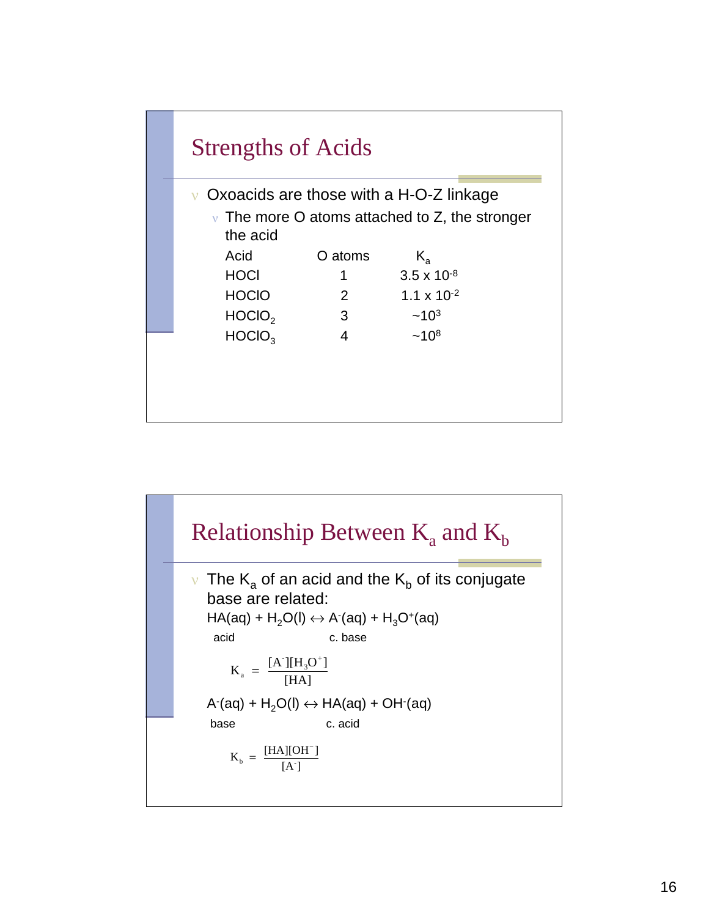## Strengths of Acids

- Oxoacids are those with a H-O-Z linkage
  - The more O atoms attached to Z, the stronger the acid

| Acid | O atoms | $K_a$ |
|---|---|---|
| HOCl | 1 | $3.5 \times 10^{-8}$ |
| HOClO | 2 | $1.1 \times 10^{-2}$ |
| $HOClO_2$ | 3 | $\sim 10^{3}$ |
| $HOClO_3$ | 4 | $\sim 10^{8}$ |

## Relationship Between $K_a$ and $K_b$

- The $K_a$ of an acid and the $K_b$ of its conjugate base are related:

$HA(aq) + H_2O(l) \leftrightarrow A^-(aq) + H_3O^+(aq)$

acid c. base

$$K_a = \frac{[A^-][H_3O^+]}{[HA]}$$

$A^-(aq) + H_2O(l) \leftrightarrow HA(aq) + OH^-(aq)$

base c. acid

$$K_b = \frac{[HA][OH^-]}{[A^-]}$$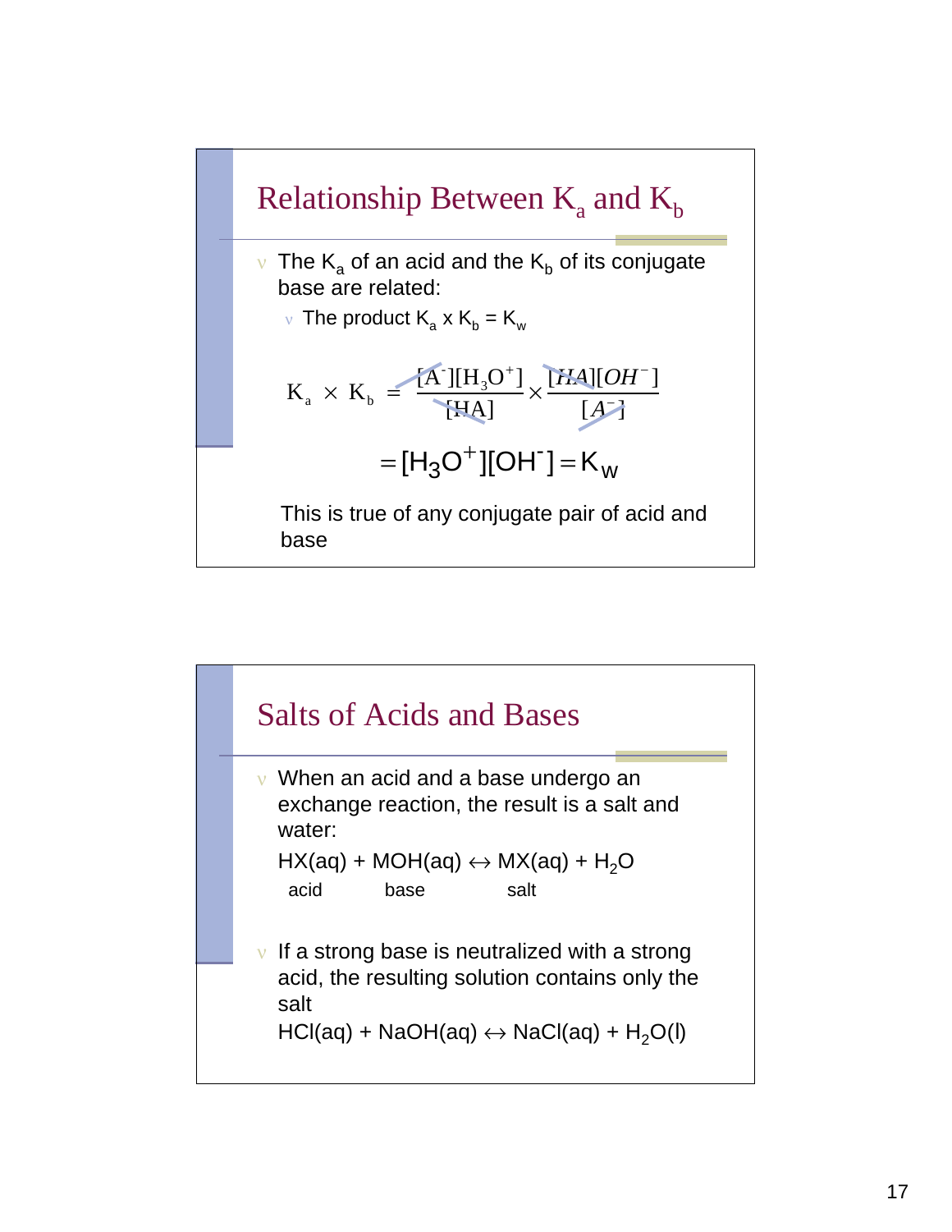## Relationship Between $K_a$ and $K_b$

- The $K_a$ of an acid and the $K_b$ of its conjugate base are related:
  - The product $K_a$ x $K_b$ = $K_w$

$$K_a \times K_b = \frac{[A^-][H_3O^+]}{[HA]} \times \frac{[HA][OH^-]}{[A^-]}$$

$$= [H_3O^+][OH^-] = K_w$$

This is true of any conjugate pair of acid and base

## Salts of Acids and Bases

- When an acid and a base undergo an exchange reaction, the result is a salt and water:

  HX(aq) + MOH(aq) ↔ MX(aq) + $H_2O$

  acid base salt

- If a strong base is neutralized with a strong acid, the resulting solution contains only the salt

  HCl(aq) + NaOH(aq) ↔ NaCl(aq) + $H_2O$(l)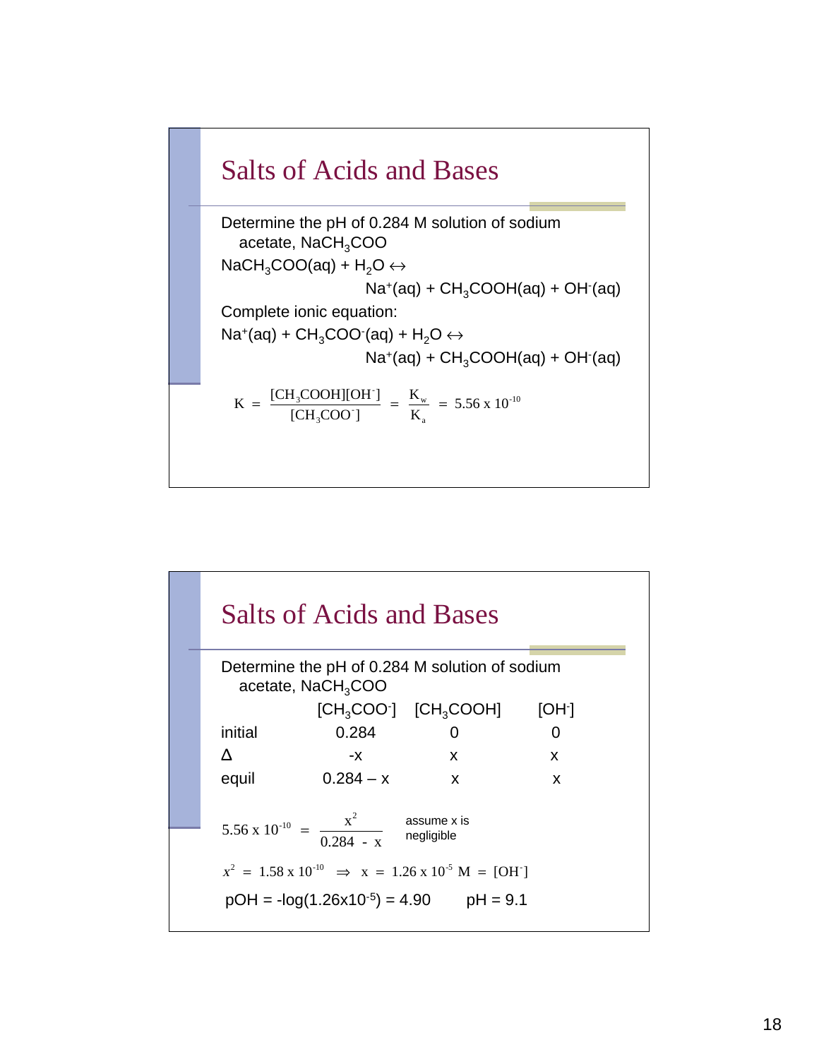## Salts of Acids and Bases

Determine the pH of 0.284 M solution of sodium acetate, $NaCH_3COO$

$NaCH_3COO(aq) + H_2O \leftrightarrow Na^+(aq) + CH_3COOH(aq) + OH^-(aq)$

Complete ionic equation:

$Na^+(aq) + CH_3COO^-(aq) + H_2O \leftrightarrow Na^+(aq) + CH_3COOH(aq) + OH^-(aq)$

$$K = \frac{[CH_3COOH][OH^-]}{[CH_3COO^-]} = \frac{K_w}{K_a} = 5.56 \times 10^{-10}$$

## Salts of Acids and Bases

Determine the pH of 0.284 M solution of sodium acetate, $NaCH_3COO$

| | $[CH_3COO^-]$ | $[CH_3COOH]$ | $[OH^-]$ |
|---|---|---|---|
| initial | 0.284 | 0 | 0 |
| Δ | -x | x | x |
| equil | 0.284 – x | x | x |

$$5.56 \times 10^{-10} = \frac{x^2}{0.284 - x}$$

assume x is negligible

$$x^2 = 1.58 \times 10^{-10} \Rightarrow x = 1.26 \times 10^{-5}\ \text{M} = [OH^-]$$

pOH = $-\log(1.26 \times 10^{-5})$ = 4.90    pH = 9.1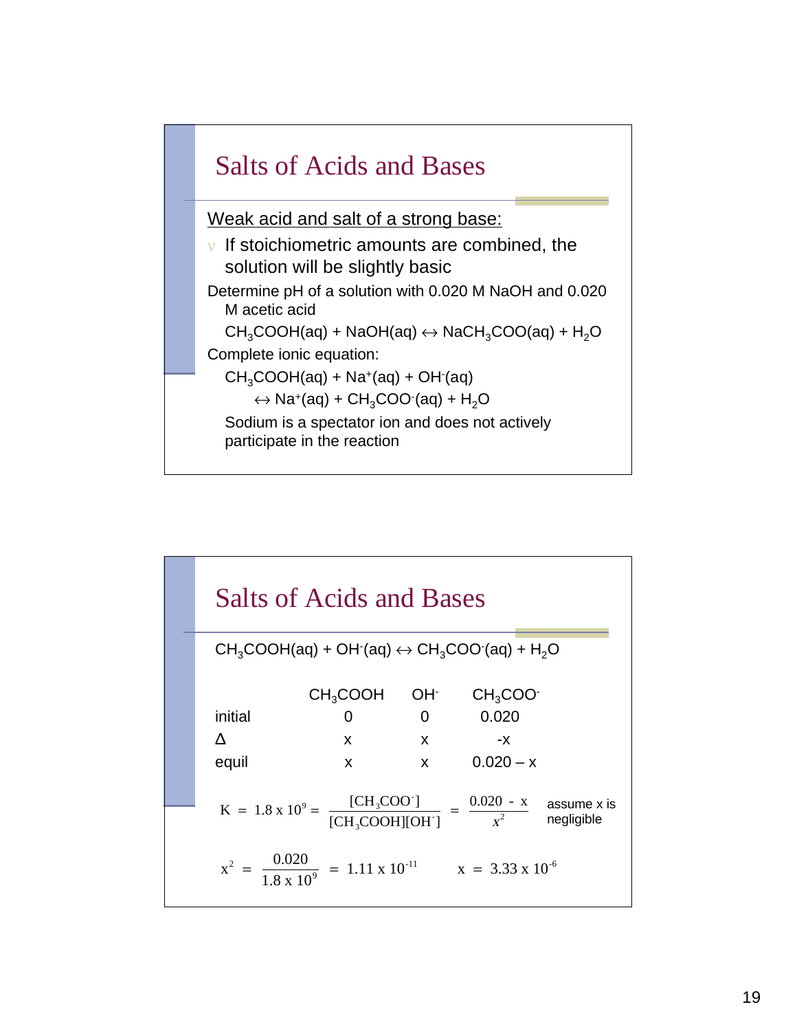## Salts of Acids and Bases

<u>Weak acid and salt of a strong base:</u>

- If stoichiometric amounts are combined, the solution will be slightly basic

Determine pH of a solution with 0.020 M NaOH and 0.020 M acetic acid

$CH_3COOH(aq) + NaOH(aq) \leftrightarrow NaCH_3COO(aq) + H_2O$

Complete ionic equation:

$CH_3COOH(aq) + Na^+(aq) + OH^-(aq)$
$\leftrightarrow Na^+(aq) + CH_3COO^-(aq) + H_2O$

Sodium is a spectator ion and does not actively participate in the reaction

## Salts of Acids and Bases

$CH_3COOH(aq) + OH^-(aq) \leftrightarrow CH_3COO^-(aq) + H_2O$

| | $CH_3COOH$ | $OH^-$ | $CH_3COO^-$ |
|---|---|---|---|
| initial | 0 | 0 | 0.020 |
| Δ | x | x | -x |
| equil | x | x | 0.020 – x |

$$K = 1.8 \times 10^9 = \frac{[CH_3COO^-]}{[CH_3COOH][OH^-]} = \frac{0.020 - x}{x^2}$$

assume x is negligible

$$x^2 = \frac{0.020}{1.8 \times 10^9} = 1.11 \times 10^{-11} \qquad x = 3.33 \times 10^{-6}$$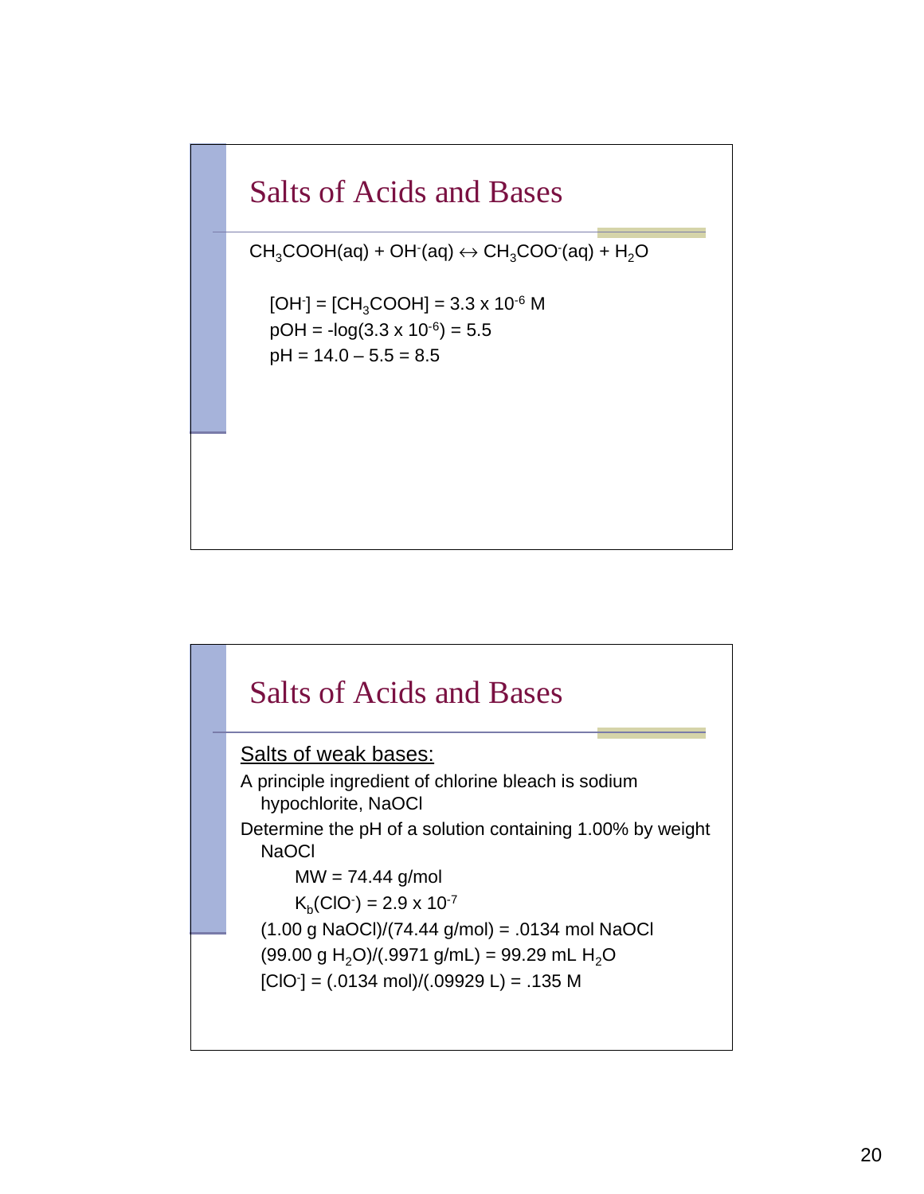## Salts of Acids and Bases

$CH_3COOH(aq) + OH^-(aq) \leftrightarrow CH_3COO^-(aq) + H_2O$

$[OH^-] = [CH_3COOH] = 3.3 \times 10^{-6}$ M

pOH = $-\log(3.3 \times 10^{-6}) = 5.5$

pH = 14.0 – 5.5 = 8.5

## Salts of Acids and Bases

<u>Salts of weak bases:</u>

A principle ingredient of chlorine bleach is sodium hypochlorite, NaOCl

Determine the pH of a solution containing 1.00% by weight NaOCl

MW = 74.44 g/mol

$K_b(ClO^-) = 2.9 \times 10^{-7}$

(1.00 g NaOCl)/(74.44 g/mol) = .0134 mol NaOCl

(99.00 g $H_2O$)/(.9971 g/mL) = 99.29 mL $H_2O$

$[ClO^-]$ = (.0134 mol)/(.09929 L) = .135 M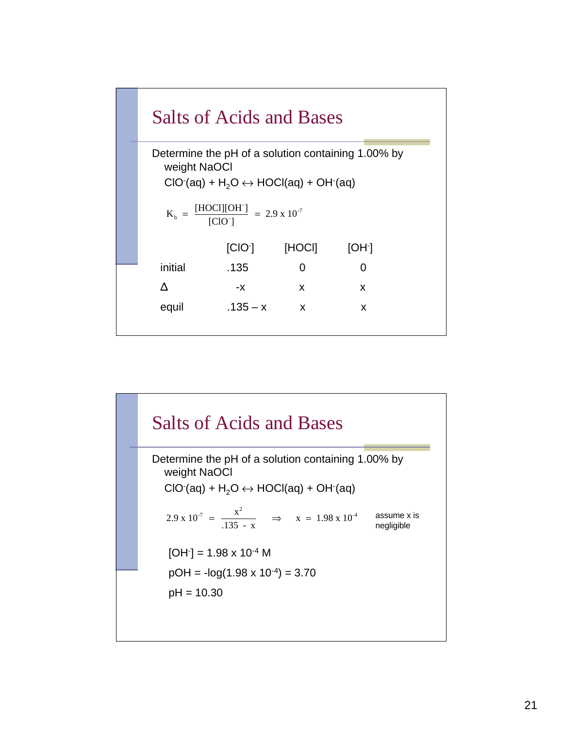## Salts of Acids and Bases

Determine the pH of a solution containing 1.00% by weight NaOCl

$ClO^-(aq) + H_2O \leftrightarrow HOCl(aq) + OH^-(aq)$

$$K_b = \frac{[HOCl][OH^-]}{[ClO^-]} = 2.9 \times 10^{-7}$$

| | $[ClO^-]$ | [HOCl] | $[OH^-]$ |
|---|---|---|---|
| initial | .135 | 0 | 0 |
| Δ | -x | x | x |
| equil | .135 – x | x | x |

## Salts of Acids and Bases

Determine the pH of a solution containing 1.00% by weight NaOCl

$ClO^-(aq) + H_2O \leftrightarrow HOCl(aq) + OH^-(aq)$

$$2.9 \times 10^{-7} = \frac{x^2}{.135 - x} \Rightarrow x = 1.98 \times 10^{-4}$$

assume x is negligible

$[OH^-] = 1.98 \times 10^{-4}$ M

pOH = $-\log(1.98 \times 10^{-4}) = 3.70$

pH = 10.30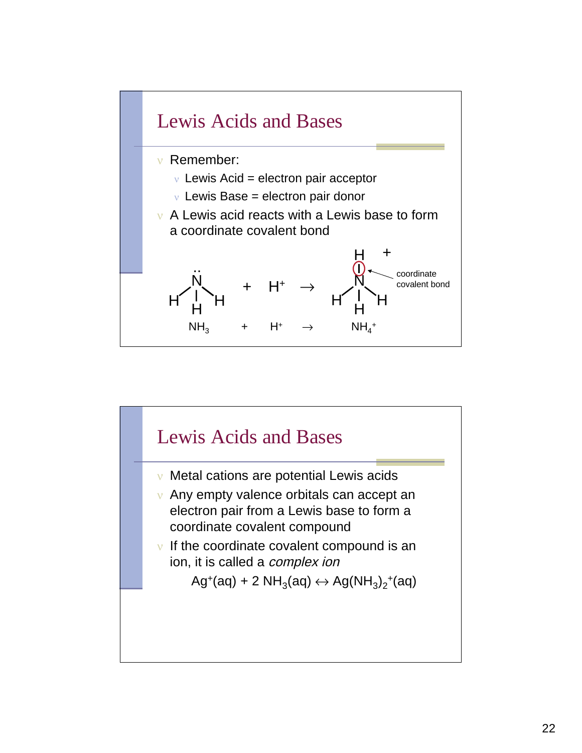## Lewis Acids and Bases

- Remember:
  - Lewis Acid = electron pair acceptor
  - Lewis Base = electron pair donor
- A Lewis acid reacts with a Lewis base to form a coordinate covalent bond

$NH_3 + H^+ \rightarrow NH_4^+$

coordinate covalent bond

## Lewis Acids and Bases

- Metal cations are potential Lewis acids
- Any empty valence orbitals can accept an electron pair from a Lewis base to form a coordinate covalent compound
- If the coordinate covalent compound is an ion, it is called a *complex ion*

$$Ag^+(aq) + 2\ NH_3(aq) \leftrightarrow Ag(NH_3)_2^+(aq)$$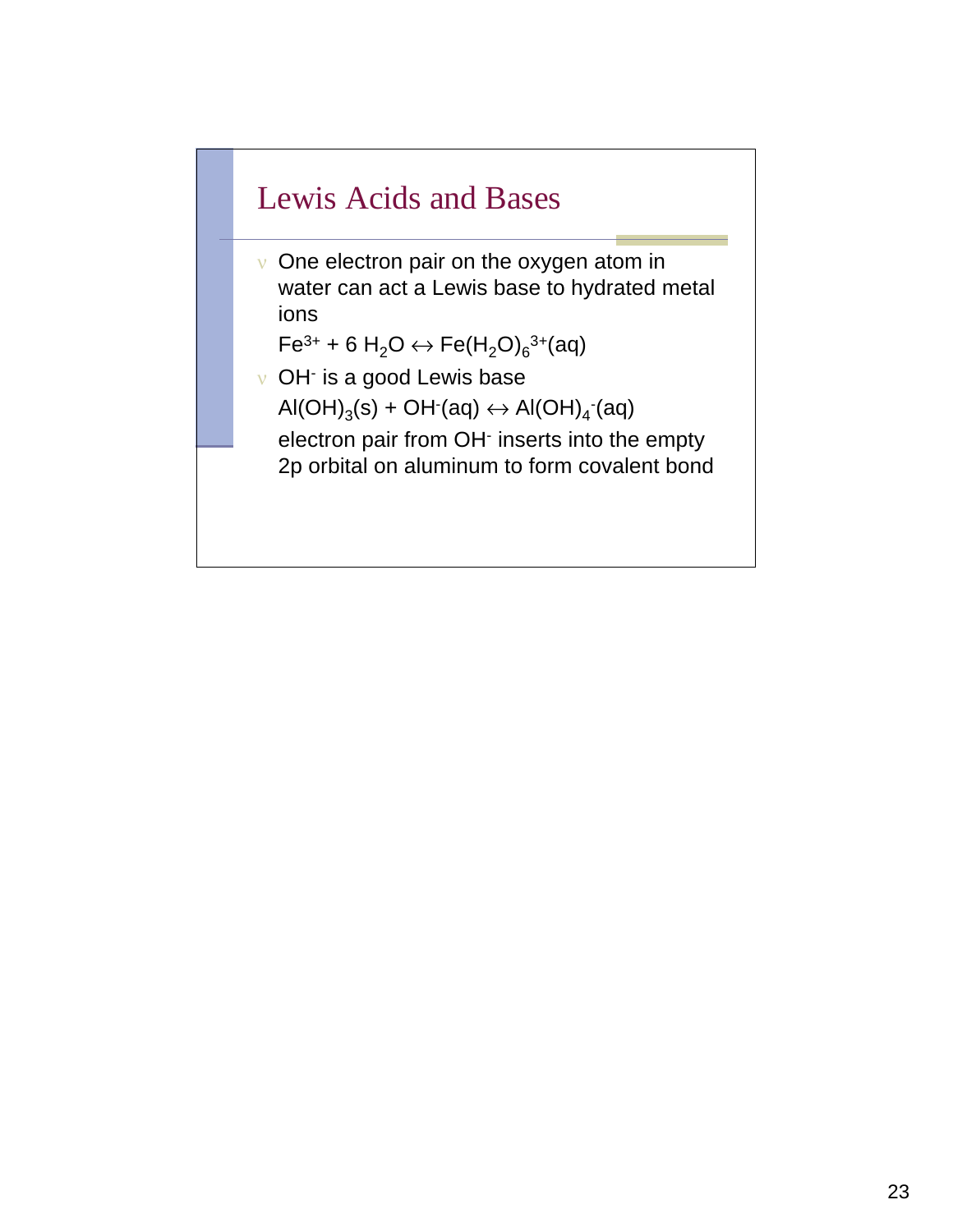# Lewis Acids and Bases

- One electron pair on the oxygen atom in water can act a Lewis base to hydrated metal ions

  $Fe^{3+} + 6\ H_2O \leftrightarrow Fe(H_2O)_6^{3+}(aq)$

- $OH^-$ is a good Lewis base

  $Al(OH)_3(s) + OH^-(aq) \leftrightarrow Al(OH)_4^-(aq)$

  electron pair from $OH^-$ inserts into the empty 2p orbital on aluminum to form covalent bond